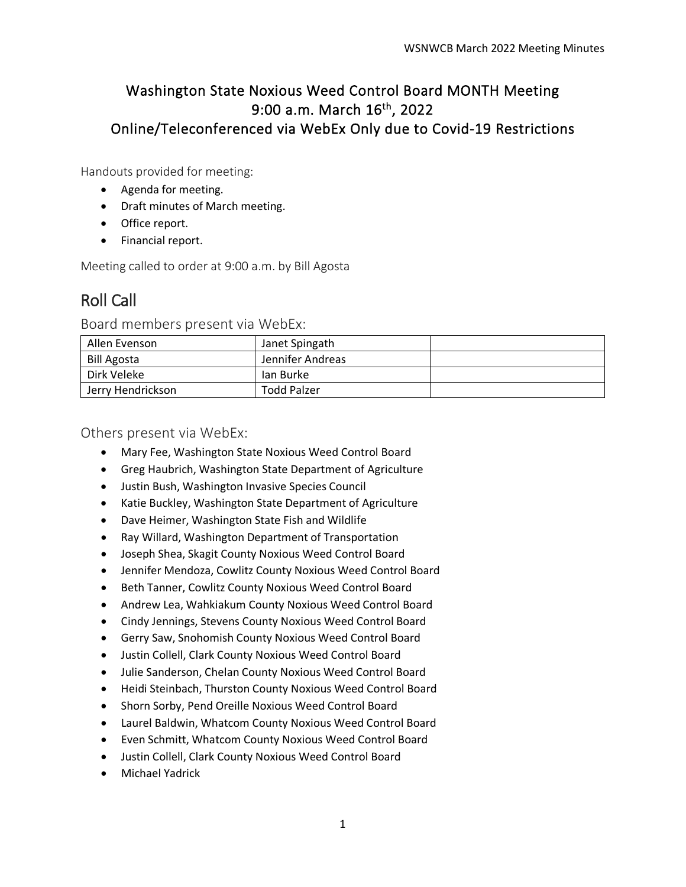# Washington State Noxious Weed Control Board MONTH Meeting
# 9:00 a.m. March 16th, 2022
# Online/Teleconferenced via WebEx Only due to Covid-19 Restrictions

Handouts provided for meeting:

- Agenda for meeting.
- Draft minutes of March meeting.
- Office report.
- Financial report.

Meeting called to order at 9:00 a.m. by Bill Agosta

## Roll Call

### Board members present via WebEx:

| | | |
|---|---|---|
| Allen Evenson | Janet Spingath | |
| Bill Agosta | Jennifer Andreas | |
| Dirk Veleke | Ian Burke | |
| Jerry Hendrickson | Todd Palzer | |

### Others present via WebEx:

- Mary Fee, Washington State Noxious Weed Control Board
- Greg Haubrich, Washington State Department of Agriculture
- Justin Bush, Washington Invasive Species Council
- Katie Buckley, Washington State Department of Agriculture
- Dave Heimer, Washington State Fish and Wildlife
- Ray Willard, Washington Department of Transportation
- Joseph Shea, Skagit County Noxious Weed Control Board
- Jennifer Mendoza, Cowlitz County Noxious Weed Control Board
- Beth Tanner, Cowlitz County Noxious Weed Control Board
- Andrew Lea, Wahkiakum County Noxious Weed Control Board
- Cindy Jennings, Stevens County Noxious Weed Control Board
- Gerry Saw, Snohomish County Noxious Weed Control Board
- Justin Collell, Clark County Noxious Weed Control Board
- Julie Sanderson, Chelan County Noxious Weed Control Board
- Heidi Steinbach, Thurston County Noxious Weed Control Board
- Shorn Sorby, Pend Oreille Noxious Weed Control Board
- Laurel Baldwin, Whatcom County Noxious Weed Control Board
- Even Schmitt, Whatcom County Noxious Weed Control Board
- Justin Collell, Clark County Noxious Weed Control Board
- Michael Yadrick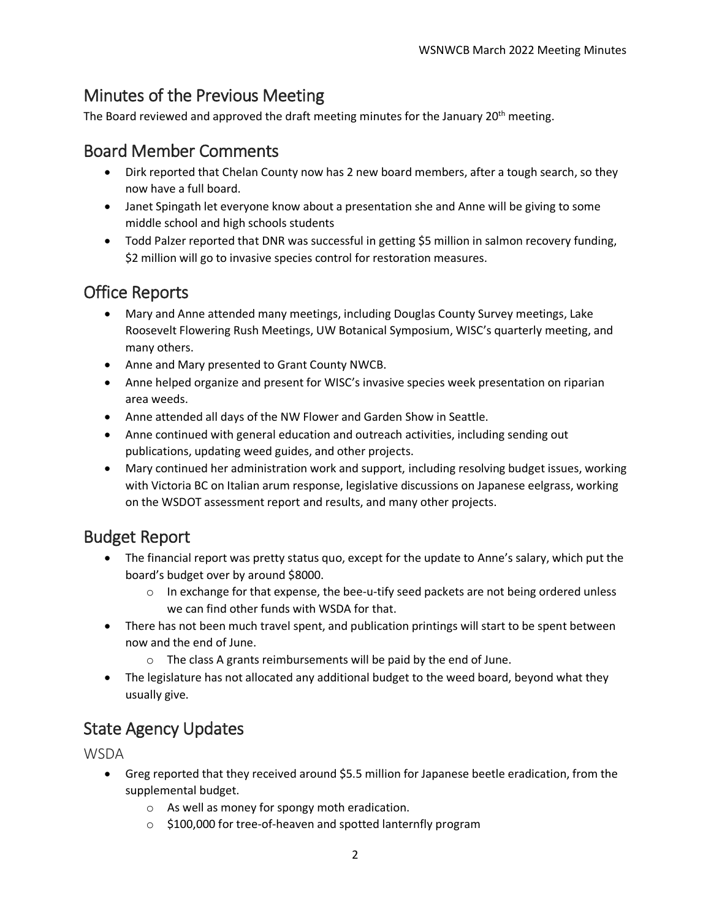## Minutes of the Previous Meeting

The Board reviewed and approved the draft meeting minutes for the January 20th meeting.

## Board Member Comments

- Dirk reported that Chelan County now has 2 new board members, after a tough search, so they now have a full board.
- Janet Spingath let everyone know about a presentation she and Anne will be giving to some middle school and high schools students
- Todd Palzer reported that DNR was successful in getting $5 million in salmon recovery funding, $2 million will go to invasive species control for restoration measures.

## Office Reports

- Mary and Anne attended many meetings, including Douglas County Survey meetings, Lake Roosevelt Flowering Rush Meetings, UW Botanical Symposium, WISC's quarterly meeting, and many others.
- Anne and Mary presented to Grant County NWCB.
- Anne helped organize and present for WISC's invasive species week presentation on riparian area weeds.
- Anne attended all days of the NW Flower and Garden Show in Seattle.
- Anne continued with general education and outreach activities, including sending out publications, updating weed guides, and other projects.
- Mary continued her administration work and support, including resolving budget issues, working with Victoria BC on Italian arum response, legislative discussions on Japanese eelgrass, working on the WSDOT assessment report and results, and many other projects.

## Budget Report

- The financial report was pretty status quo, except for the update to Anne's salary, which put the board's budget over by around $8000.
  - In exchange for that expense, the bee-u-tify seed packets are not being ordered unless we can find other funds with WSDA for that.
- There has not been much travel spent, and publication printings will start to be spent between now and the end of June.
  - The class A grants reimbursements will be paid by the end of June.
- The legislature has not allocated any additional budget to the weed board, beyond what they usually give.

## State Agency Updates

### WSDA

- Greg reported that they received around $5.5 million for Japanese beetle eradication, from the supplemental budget.
  - As well as money for spongy moth eradication.
  - $100,000 for tree-of-heaven and spotted lanternfly program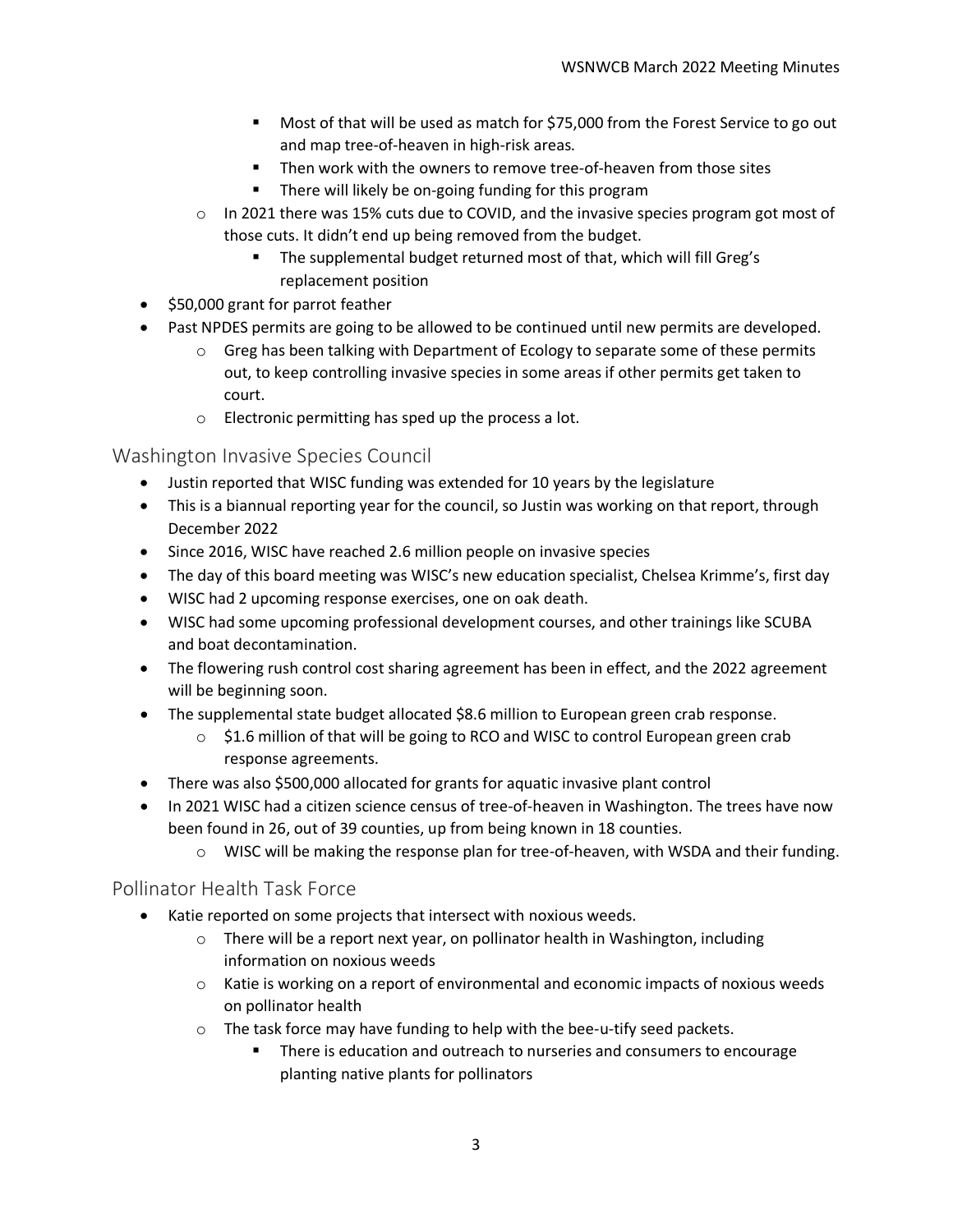- Most of that will be used as match for $75,000 from the Forest Service to go out and map tree-of-heaven in high-risk areas.
        - Then work with the owners to remove tree-of-heaven from those sites
        - There will likely be on-going funding for this program
    - In 2021 there was 15% cuts due to COVID, and the invasive species program got most of those cuts. It didn't end up being removed from the budget.
        - The supplemental budget returned most of that, which will fill Greg's replacement position
- $50,000 grant for parrot feather
- Past NPDES permits are going to be allowed to be continued until new permits are developed.
    - Greg has been talking with Department of Ecology to separate some of these permits out, to keep controlling invasive species in some areas if other permits get taken to court.
    - Electronic permitting has sped up the process a lot.

## Washington Invasive Species Council

- Justin reported that WISC funding was extended for 10 years by the legislature
- This is a biannual reporting year for the council, so Justin was working on that report, through December 2022
- Since 2016, WISC have reached 2.6 million people on invasive species
- The day of this board meeting was WISC's new education specialist, Chelsea Krimme's, first day
- WISC had 2 upcoming response exercises, one on oak death.
- WISC had some upcoming professional development courses, and other trainings like SCUBA and boat decontamination.
- The flowering rush control cost sharing agreement has been in effect, and the 2022 agreement will be beginning soon.
- The supplemental state budget allocated $8.6 million to European green crab response.
    - $1.6 million of that will be going to RCO and WISC to control European green crab response agreements.
- There was also $500,000 allocated for grants for aquatic invasive plant control
- In 2021 WISC had a citizen science census of tree-of-heaven in Washington. The trees have now been found in 26, out of 39 counties, up from being known in 18 counties.
    - WISC will be making the response plan for tree-of-heaven, with WSDA and their funding.

## Pollinator Health Task Force

- Katie reported on some projects that intersect with noxious weeds.
    - There will be a report next year, on pollinator health in Washington, including information on noxious weeds
    - Katie is working on a report of environmental and economic impacts of noxious weeds on pollinator health
    - The task force may have funding to help with the bee-u-tify seed packets.
        - There is education and outreach to nurseries and consumers to encourage planting native plants for pollinators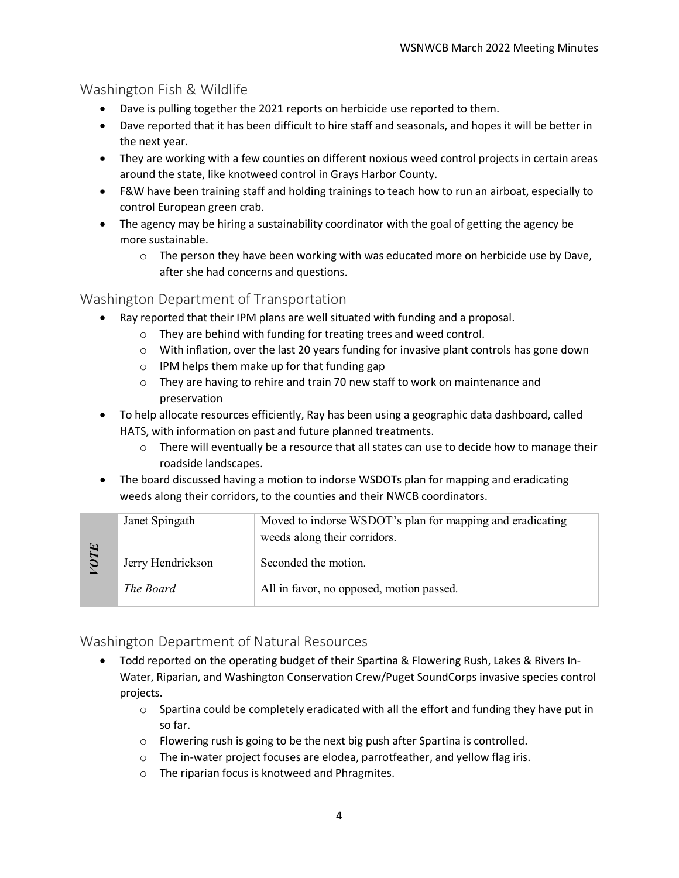## Washington Fish & Wildlife

- Dave is pulling together the 2021 reports on herbicide use reported to them.
- Dave reported that it has been difficult to hire staff and seasonals, and hopes it will be better in the next year.
- They are working with a few counties on different noxious weed control projects in certain areas around the state, like knotweed control in Grays Harbor County.
- F&W have been training staff and holding trainings to teach how to run an airboat, especially to control European green crab.
- The agency may be hiring a sustainability coordinator with the goal of getting the agency be more sustainable.
    - The person they have been working with was educated more on herbicide use by Dave, after she had concerns and questions.

## Washington Department of Transportation

- Ray reported that their IPM plans are well situated with funding and a proposal.
    - They are behind with funding for treating trees and weed control.
    - With inflation, over the last 20 years funding for invasive plant controls has gone down
    - IPM helps them make up for that funding gap
    - They are having to rehire and train 70 new staff to work on maintenance and preservation
- To help allocate resources efficiently, Ray has been using a geographic data dashboard, called HATS, with information on past and future planned treatments.
    - There will eventually be a resource that all states can use to decide how to manage their roadside landscapes.
- The board discussed having a motion to indorse WSDOTs plan for mapping and eradicating weeds along their corridors, to the counties and their NWCB coordinators.

| *VOTE* | | |
|---|---|---|
| | Janet Spingath | Moved to indorse WSDOT's plan for mapping and eradicating weeds along their corridors. |
| | Jerry Hendrickson | Seconded the motion. |
| | *The Board* | All in favor, no opposed, motion passed. |

## Washington Department of Natural Resources

- Todd reported on the operating budget of their Spartina & Flowering Rush, Lakes & Rivers In-Water, Riparian, and Washington Conservation Crew/Puget SoundCorps invasive species control projects.
    - Spartina could be completely eradicated with all the effort and funding they have put in so far.
    - Flowering rush is going to be the next big push after Spartina is controlled.
    - The in-water project focuses are elodea, parrotfeather, and yellow flag iris.
    - The riparian focus is knotweed and Phragmites.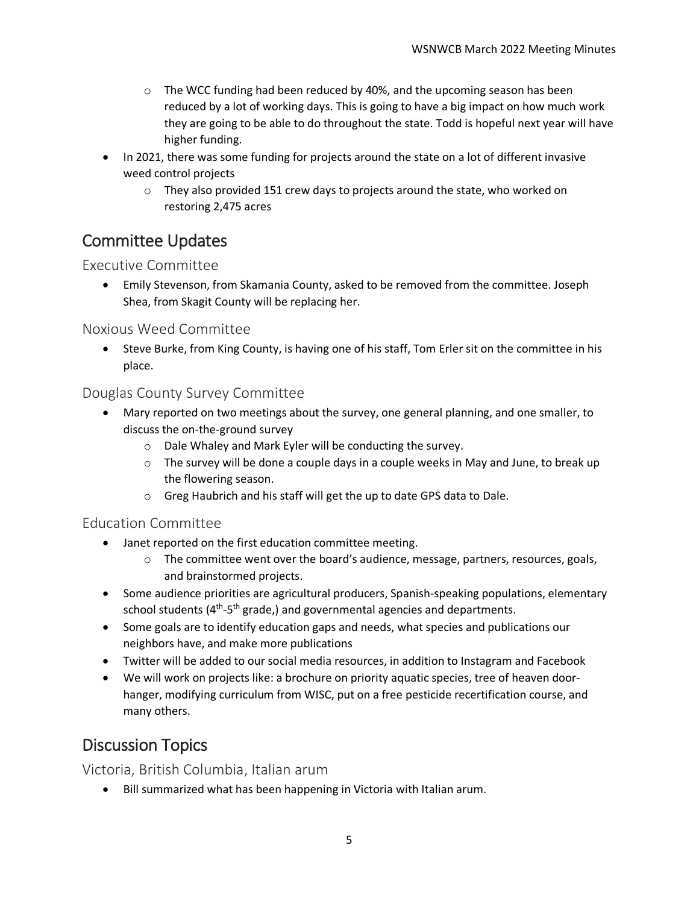- The WCC funding had been reduced by 40%, and the upcoming season has been reduced by a lot of working days. This is going to have a big impact on how much work they are going to be able to do throughout the state. Todd is hopeful next year will have higher funding.
- In 2021, there was some funding for projects around the state on a lot of different invasive weed control projects
  - They also provided 151 crew days to projects around the state, who worked on restoring 2,475 acres

## Committee Updates

### Executive Committee

- Emily Stevenson, from Skamania County, asked to be removed from the committee. Joseph Shea, from Skagit County will be replacing her.

### Noxious Weed Committee

- Steve Burke, from King County, is having one of his staff, Tom Erler sit on the committee in his place.

### Douglas County Survey Committee

- Mary reported on two meetings about the survey, one general planning, and one smaller, to discuss the on-the-ground survey
  - Dale Whaley and Mark Eyler will be conducting the survey.
  - The survey will be done a couple days in a couple weeks in May and June, to break up the flowering season.
  - Greg Haubrich and his staff will get the up to date GPS data to Dale.

### Education Committee

- Janet reported on the first education committee meeting.
  - The committee went over the board's audience, message, partners, resources, goals, and brainstormed projects.
- Some audience priorities are agricultural producers, Spanish-speaking populations, elementary school students (4th-5th grade,) and governmental agencies and departments.
- Some goals are to identify education gaps and needs, what species and publications our neighbors have, and make more publications
- Twitter will be added to our social media resources, in addition to Instagram and Facebook
- We will work on projects like: a brochure on priority aquatic species, tree of heaven door-hanger, modifying curriculum from WISC, put on a free pesticide recertification course, and many others.

## Discussion Topics

### Victoria, British Columbia, Italian arum

- Bill summarized what has been happening in Victoria with Italian arum.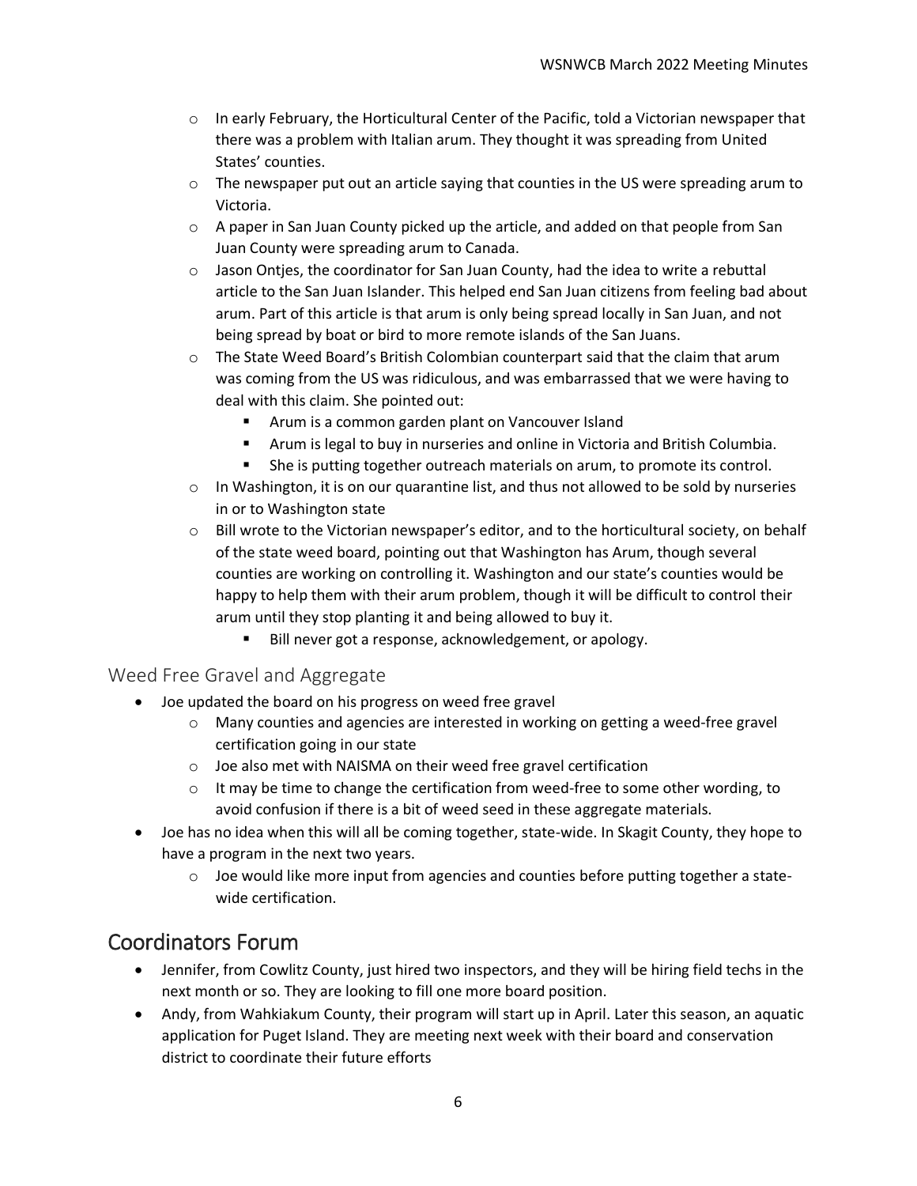- In early February, the Horticultural Center of the Pacific, told a Victorian newspaper that there was a problem with Italian arum. They thought it was spreading from United States' counties.
  - The newspaper put out an article saying that counties in the US were spreading arum to Victoria.
  - A paper in San Juan County picked up the article, and added on that people from San Juan County were spreading arum to Canada.
  - Jason Ontjes, the coordinator for San Juan County, had the idea to write a rebuttal article to the San Juan Islander. This helped end San Juan citizens from feeling bad about arum. Part of this article is that arum is only being spread locally in San Juan, and not being spread by boat or bird to more remote islands of the San Juans.
  - The State Weed Board's British Colombian counterpart said that the claim that arum was coming from the US was ridiculous, and was embarrassed that we were having to deal with this claim. She pointed out:
    - Arum is a common garden plant on Vancouver Island
    - Arum is legal to buy in nurseries and online in Victoria and British Columbia.
    - She is putting together outreach materials on arum, to promote its control.
  - In Washington, it is on our quarantine list, and thus not allowed to be sold by nurseries in or to Washington state
  - Bill wrote to the Victorian newspaper's editor, and to the horticultural society, on behalf of the state weed board, pointing out that Washington has Arum, though several counties are working on controlling it. Washington and our state's counties would be happy to help them with their arum problem, though it will be difficult to control their arum until they stop planting it and being allowed to buy it.
    - Bill never got a response, acknowledgement, or apology.

### Weed Free Gravel and Aggregate

- Joe updated the board on his progress on weed free gravel
  - Many counties and agencies are interested in working on getting a weed-free gravel certification going in our state
  - Joe also met with NAISMA on their weed free gravel certification
  - It may be time to change the certification from weed-free to some other wording, to avoid confusion if there is a bit of weed seed in these aggregate materials.
- Joe has no idea when this will all be coming together, state-wide. In Skagit County, they hope to have a program in the next two years.
  - Joe would like more input from agencies and counties before putting together a state-wide certification.

## Coordinators Forum

- Jennifer, from Cowlitz County, just hired two inspectors, and they will be hiring field techs in the next month or so. They are looking to fill one more board position.
- Andy, from Wahkiakum County, their program will start up in April. Later this season, an aquatic application for Puget Island. They are meeting next week with their board and conservation district to coordinate their future efforts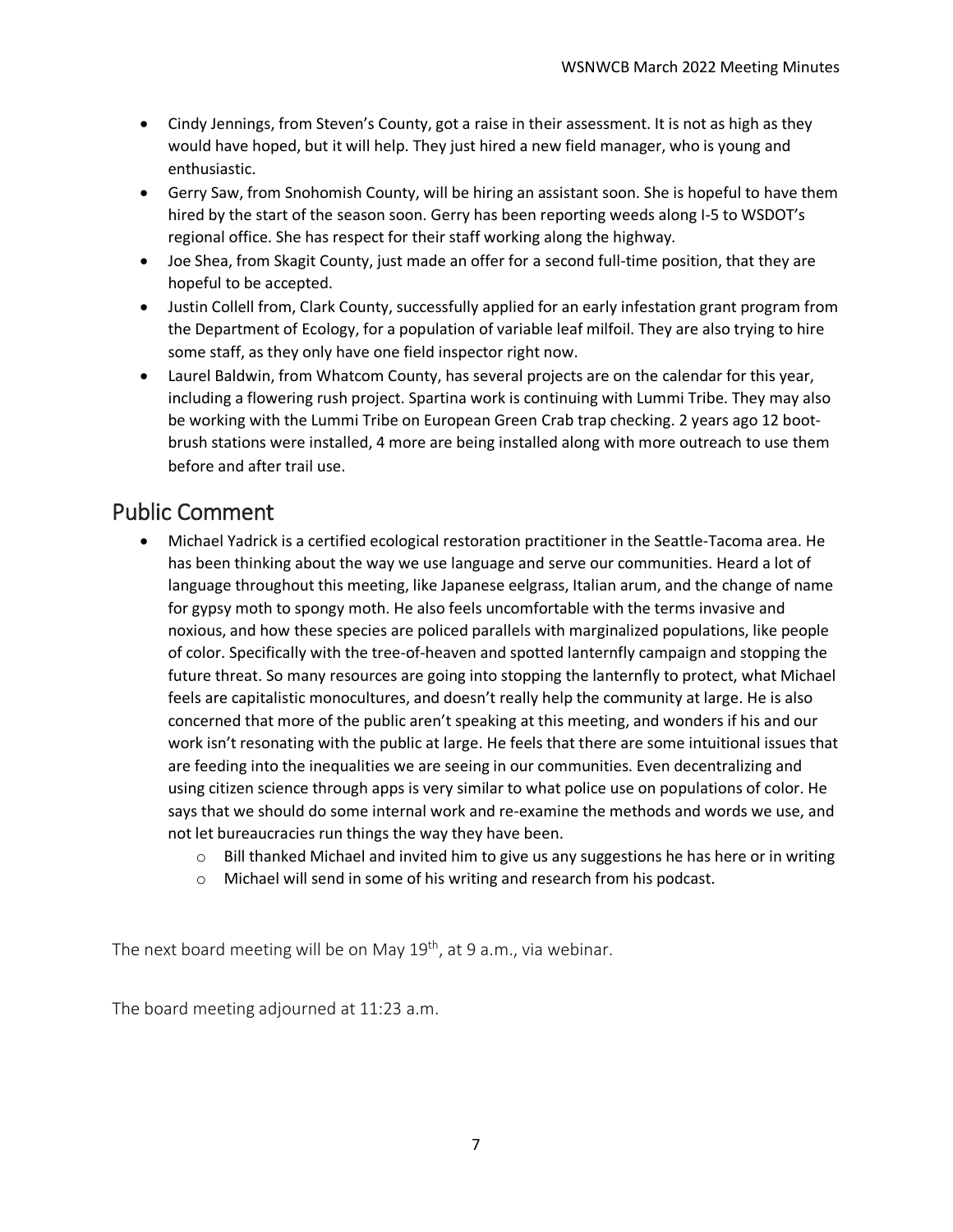- Cindy Jennings, from Steven's County, got a raise in their assessment. It is not as high as they would have hoped, but it will help. They just hired a new field manager, who is young and enthusiastic.
- Gerry Saw, from Snohomish County, will be hiring an assistant soon. She is hopeful to have them hired by the start of the season soon. Gerry has been reporting weeds along I-5 to WSDOT's regional office. She has respect for their staff working along the highway.
- Joe Shea, from Skagit County, just made an offer for a second full-time position, that they are hopeful to be accepted.
- Justin Collell from, Clark County, successfully applied for an early infestation grant program from the Department of Ecology, for a population of variable leaf milfoil. They are also trying to hire some staff, as they only have one field inspector right now.
- Laurel Baldwin, from Whatcom County, has several projects are on the calendar for this year, including a flowering rush project. Spartina work is continuing with Lummi Tribe. They may also be working with the Lummi Tribe on European Green Crab trap checking. 2 years ago 12 boot-brush stations were installed, 4 more are being installed along with more outreach to use them before and after trail use.

## Public Comment

- Michael Yadrick is a certified ecological restoration practitioner in the Seattle-Tacoma area. He has been thinking about the way we use language and serve our communities. Heard a lot of language throughout this meeting, like Japanese eelgrass, Italian arum, and the change of name for gypsy moth to spongy moth. He also feels uncomfortable with the terms invasive and noxious, and how these species are policed parallels with marginalized populations, like people of color. Specifically with the tree-of-heaven and spotted lanternfly campaign and stopping the future threat. So many resources are going into stopping the lanternfly to protect, what Michael feels are capitalistic monocultures, and doesn't really help the community at large. He is also concerned that more of the public aren't speaking at this meeting, and wonders if his and our work isn't resonating with the public at large. He feels that there are some intuitional issues that are feeding into the inequalities we are seeing in our communities. Even decentralizing and using citizen science through apps is very similar to what police use on populations of color. He says that we should do some internal work and re-examine the methods and words we use, and not let bureaucracies run things the way they have been.
  - Bill thanked Michael and invited him to give us any suggestions he has here or in writing
  - Michael will send in some of his writing and research from his podcast.

The next board meeting will be on May 19th, at 9 a.m., via webinar.

The board meeting adjourned at 11:23 a.m.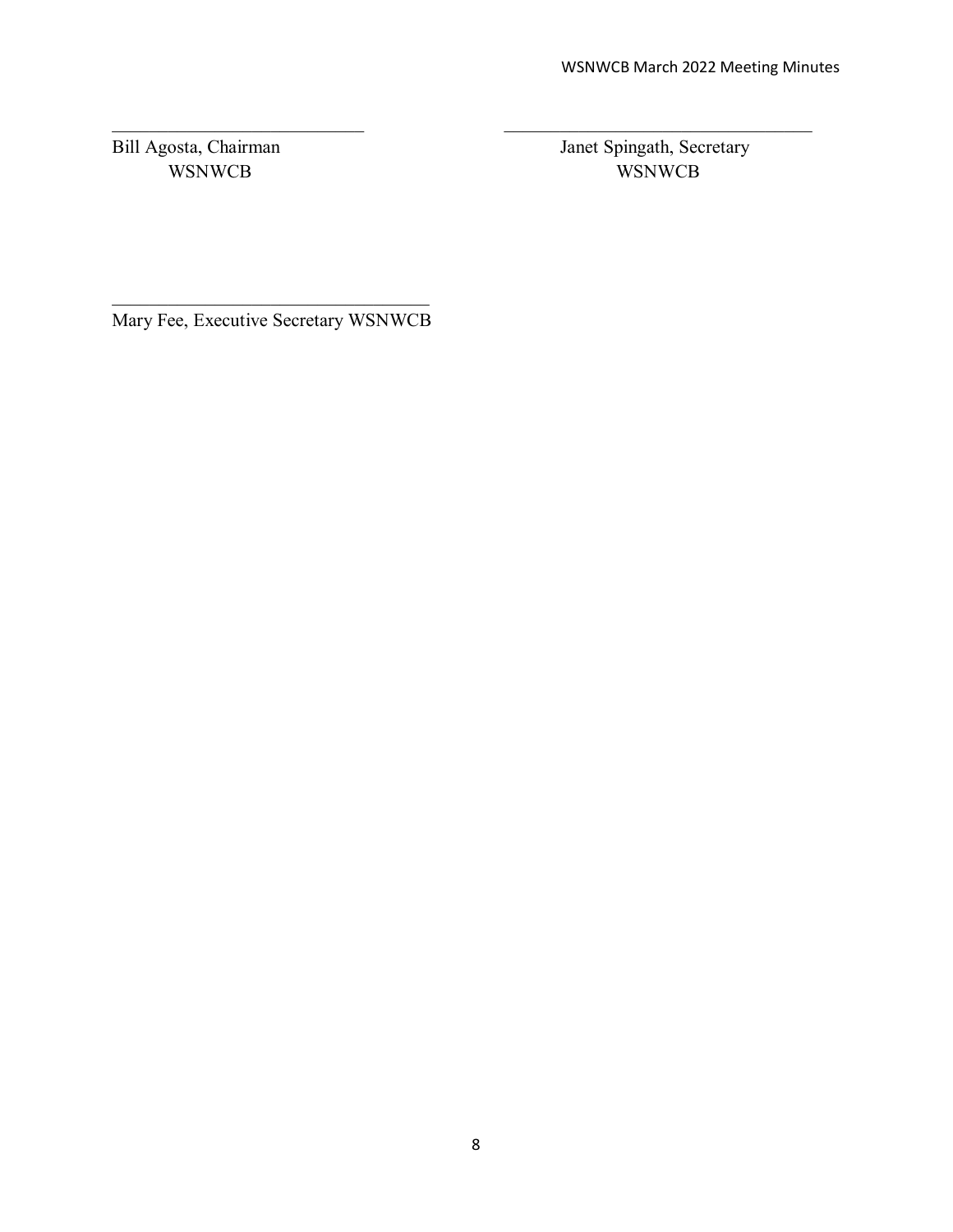\_\_\_\_\_\_\_\_\_\_\_\_\_\_\_\_\_\_\_\_\_\_\_\_\_\_\_\_

Bill Agosta, Chairman
WSNWCB

\_\_\_\_\_\_\_\_\_\_\_\_\_\_\_\_\_\_\_\_\_\_\_\_\_\_\_\_

Janet Spingath, Secretary
WSNWCB

\_\_\_\_\_\_\_\_\_\_\_\_\_\_\_\_\_\_\_\_\_\_\_\_\_\_\_\_

Mary Fee, Executive Secretary WSNWCB